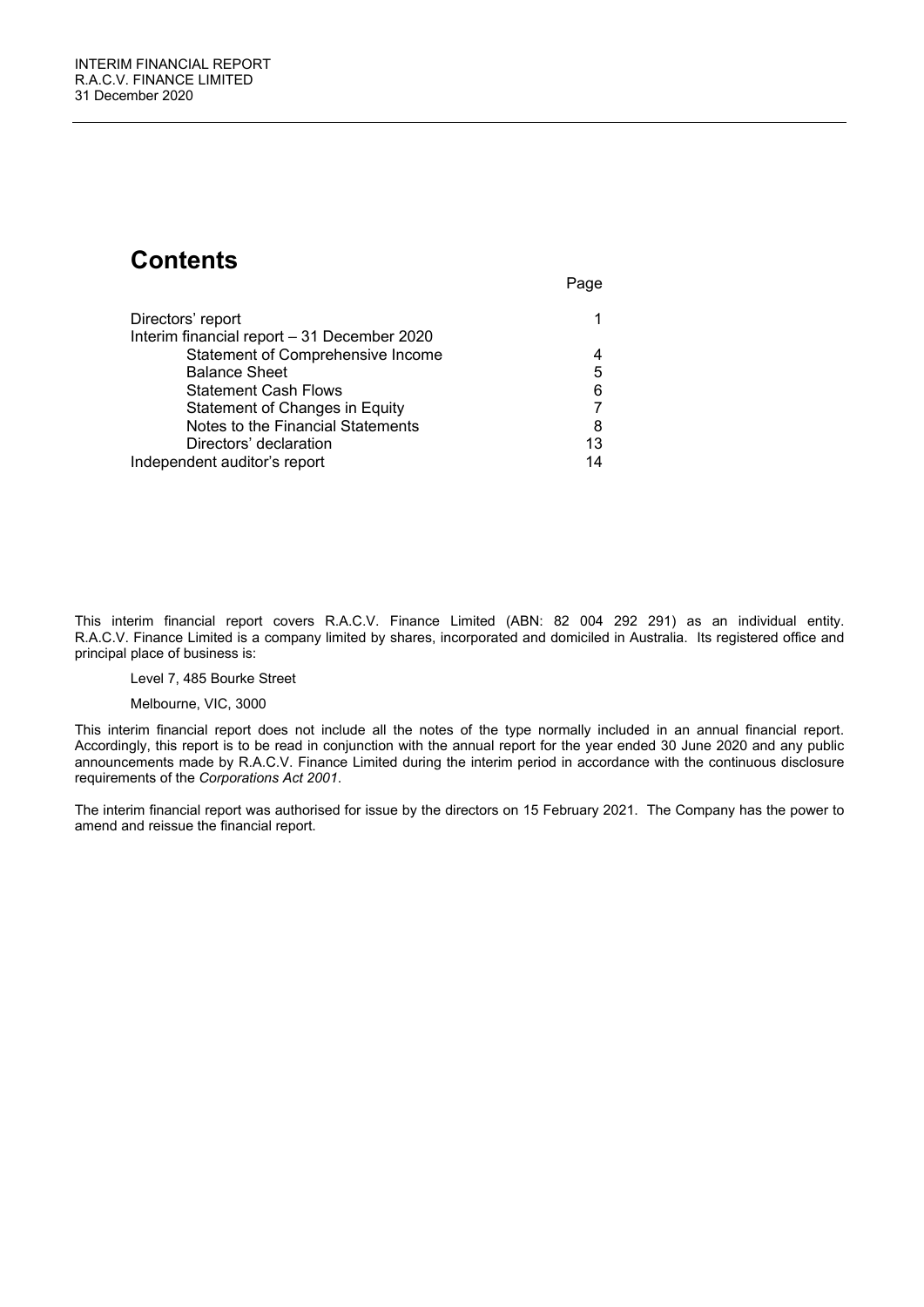INTERIM FINANCIAL REPORT
R.A.C.V. FINANCE LIMITED
31 December 2020

# Contents

| | Page |
|---|---|
| Directors' report | 1 |
| Interim financial report – 31 December 2020 | |
| Statement of Comprehensive Income | 4 |
| Balance Sheet | 5 |
| Statement Cash Flows | 6 |
| Statement of Changes in Equity | 7 |
| Notes to the Financial Statements | 8 |
| Directors' declaration | 13 |
| Independent auditor's report | 14 |

This interim financial report covers R.A.C.V. Finance Limited (ABN: 82 004 292 291) as an individual entity. R.A.C.V. Finance Limited is a company limited by shares, incorporated and domiciled in Australia. Its registered office and principal place of business is:

Level 7, 485 Bourke Street

Melbourne, VIC, 3000

This interim financial report does not include all the notes of the type normally included in an annual financial report. Accordingly, this report is to be read in conjunction with the annual report for the year ended 30 June 2020 and any public announcements made by R.A.C.V. Finance Limited during the interim period in accordance with the continuous disclosure requirements of the *Corporations Act 2001*.

The interim financial report was authorised for issue by the directors on 15 February 2021. The Company has the power to amend and reissue the financial report.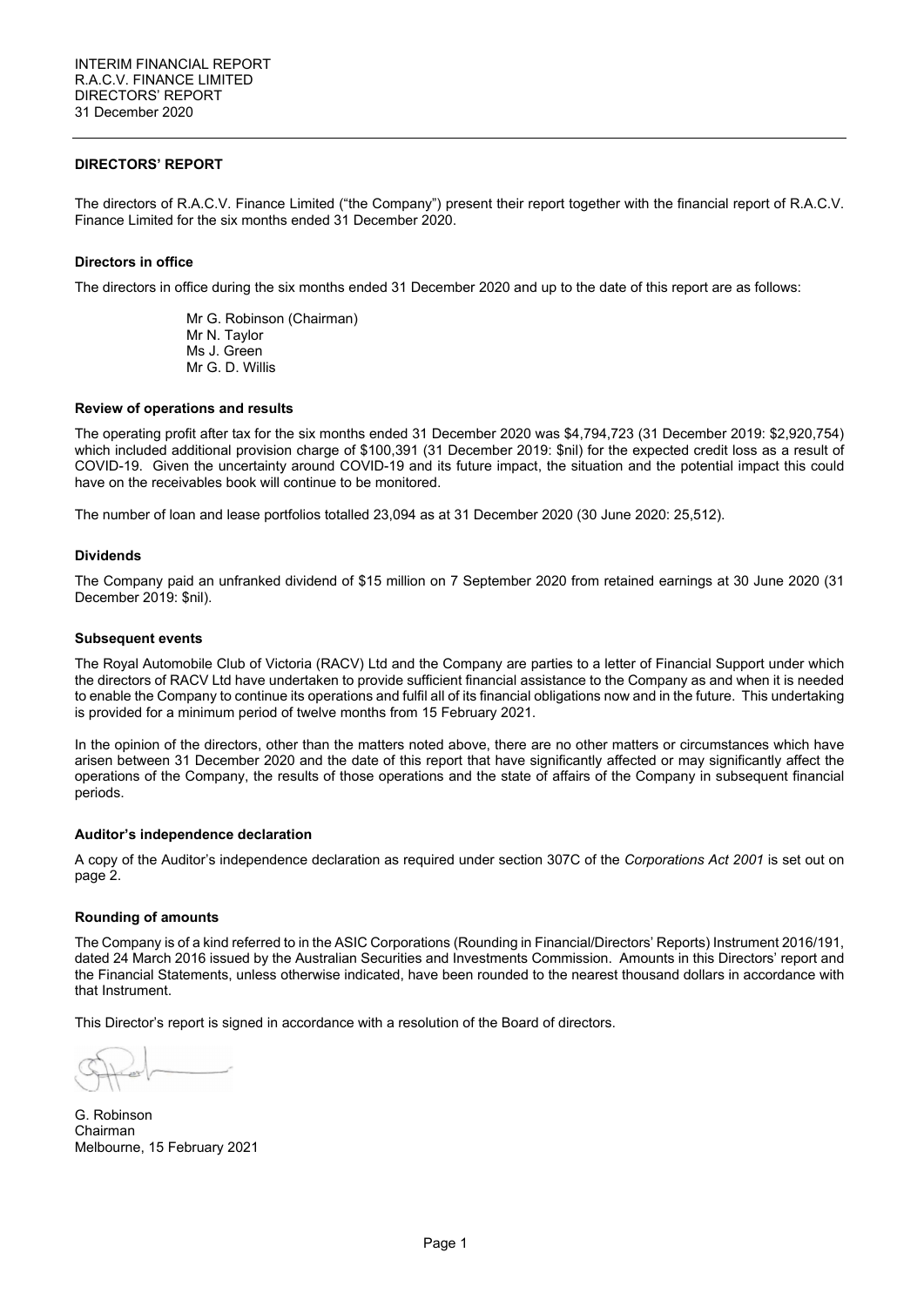# DIRECTORS' REPORT

The directors of R.A.C.V. Finance Limited ("the Company") present their report together with the financial report of R.A.C.V. Finance Limited for the six months ended 31 December 2020.

### Directors in office

The directors in office during the six months ended 31 December 2020 and up to the date of this report are as follows:

Mr G. Robinson (Chairman)
Mr N. Taylor
Ms J. Green
Mr G. D. Willis

### Review of operations and results

The operating profit after tax for the six months ended 31 December 2020 was $4,794,723 (31 December 2019: $2,920,754) which included additional provision charge of $100,391 (31 December 2019: $nil) for the expected credit loss as a result of COVID-19. Given the uncertainty around COVID-19 and its future impact, the situation and the potential impact this could have on the receivables book will continue to be monitored.

The number of loan and lease portfolios totalled 23,094 as at 31 December 2020 (30 June 2020: 25,512).

### Dividends

The Company paid an unfranked dividend of $15 million on 7 September 2020 from retained earnings at 30 June 2020 (31 December 2019: $nil).

### Subsequent events

The Royal Automobile Club of Victoria (RACV) Ltd and the Company are parties to a letter of Financial Support under which the directors of RACV Ltd have undertaken to provide sufficient financial assistance to the Company as and when it is needed to enable the Company to continue its operations and fulfil all of its financial obligations now and in the future. This undertaking is provided for a minimum period of twelve months from 15 February 2021.

In the opinion of the directors, other than the matters noted above, there are no other matters or circumstances which have arisen between 31 December 2020 and the date of this report that have significantly affected or may significantly affect the operations of the Company, the results of those operations and the state of affairs of the Company in subsequent financial periods.

### Auditor's independence declaration

A copy of the Auditor's independence declaration as required under section 307C of the *Corporations Act 2001* is set out on page 2.

### Rounding of amounts

The Company is of a kind referred to in the ASIC Corporations (Rounding in Financial/Directors' Reports) Instrument 2016/191, dated 24 March 2016 issued by the Australian Securities and Investments Commission. Amounts in this Directors' report and the Financial Statements, unless otherwise indicated, have been rounded to the nearest thousand dollars in accordance with that Instrument.

This Director's report is signed in accordance with a resolution of the Board of directors.

G. Robinson
Chairman
Melbourne, 15 February 2021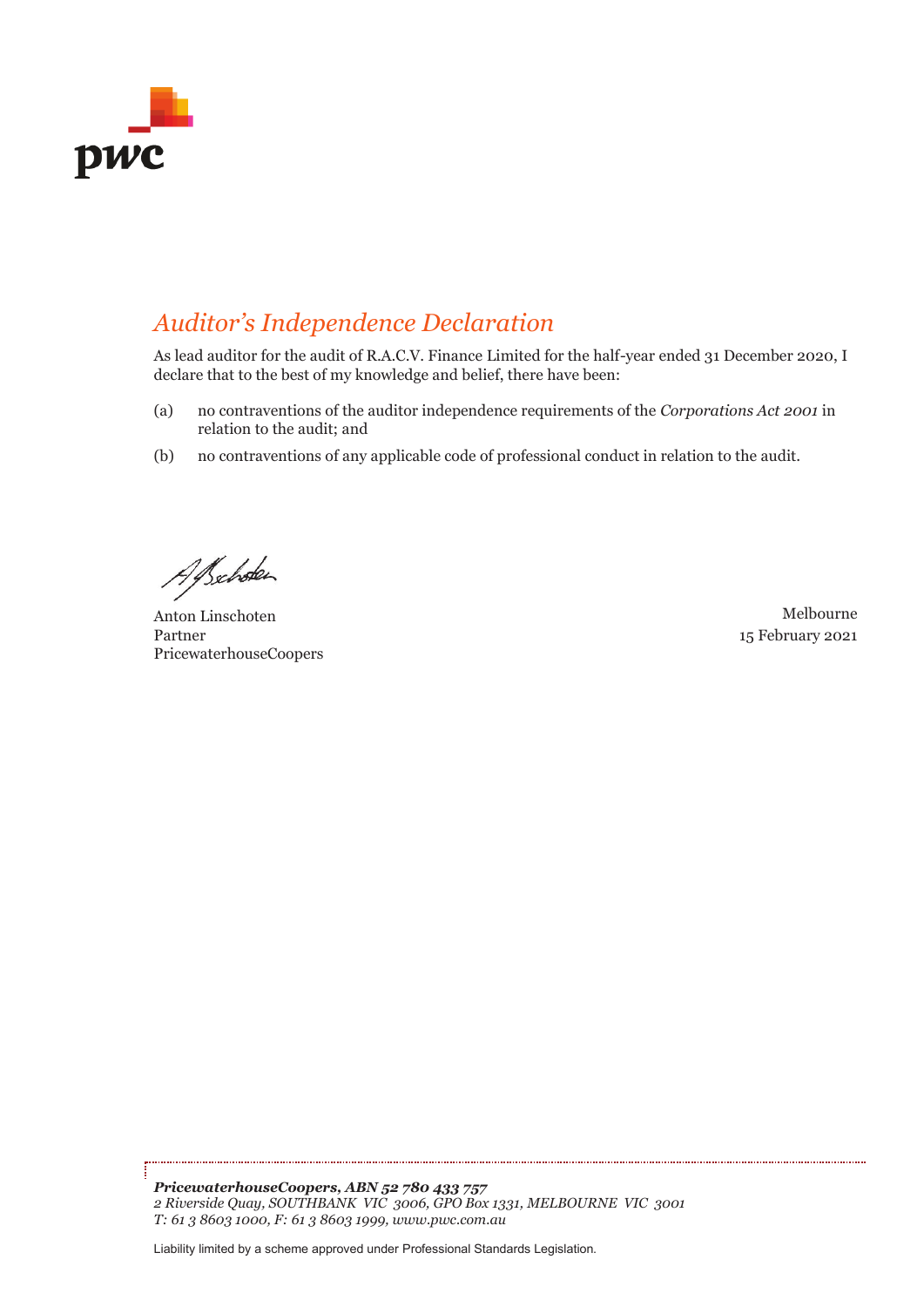# *Auditor's Independence Declaration*

As lead auditor for the audit of R.A.C.V. Finance Limited for the half-year ended 31 December 2020, I declare that to the best of my knowledge and belief, there have been:

(a) no contraventions of the auditor independence requirements of the *Corporations Act 2001* in relation to the audit; and

(b) no contraventions of any applicable code of professional conduct in relation to the audit.

Anton Linschoten
Partner
PricewaterhouseCoopers

Melbourne
15 February 2021

***PricewaterhouseCoopers, ABN 52 780 433 757***
*2 Riverside Quay, SOUTHBANK VIC 3006, GPO Box 1331, MELBOURNE VIC 3001*
*T: 61 3 8603 1000, F: 61 3 8603 1999, www.pwc.com.au*

Liability limited by a scheme approved under Professional Standards Legislation.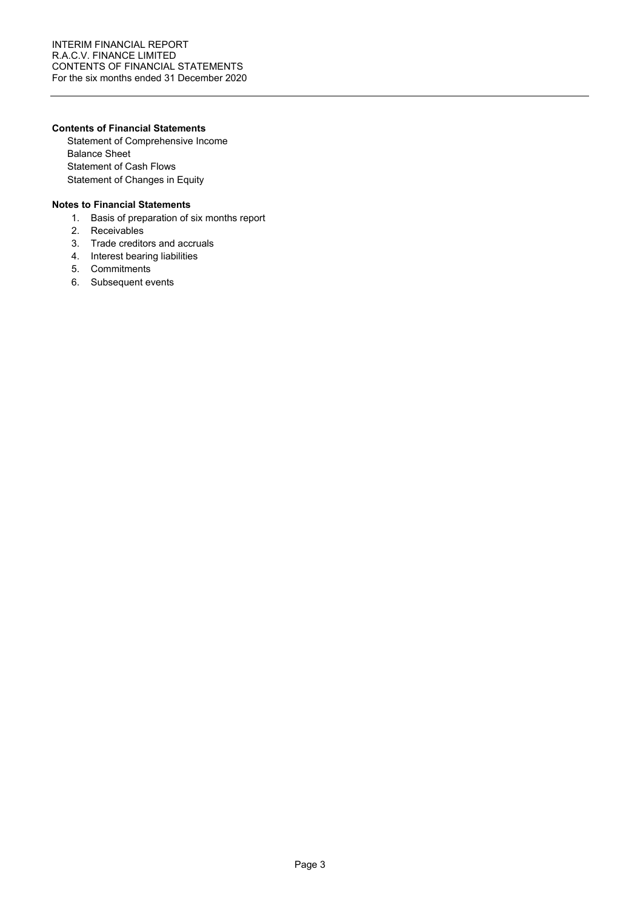### Contents of Financial Statements

Statement of Comprehensive Income
Balance Sheet
Statement of Cash Flows
Statement of Changes in Equity

### Notes to Financial Statements

1. Basis of preparation of six months report
2. Receivables
3. Trade creditors and accruals
4. Interest bearing liabilities
5. Commitments
6. Subsequent events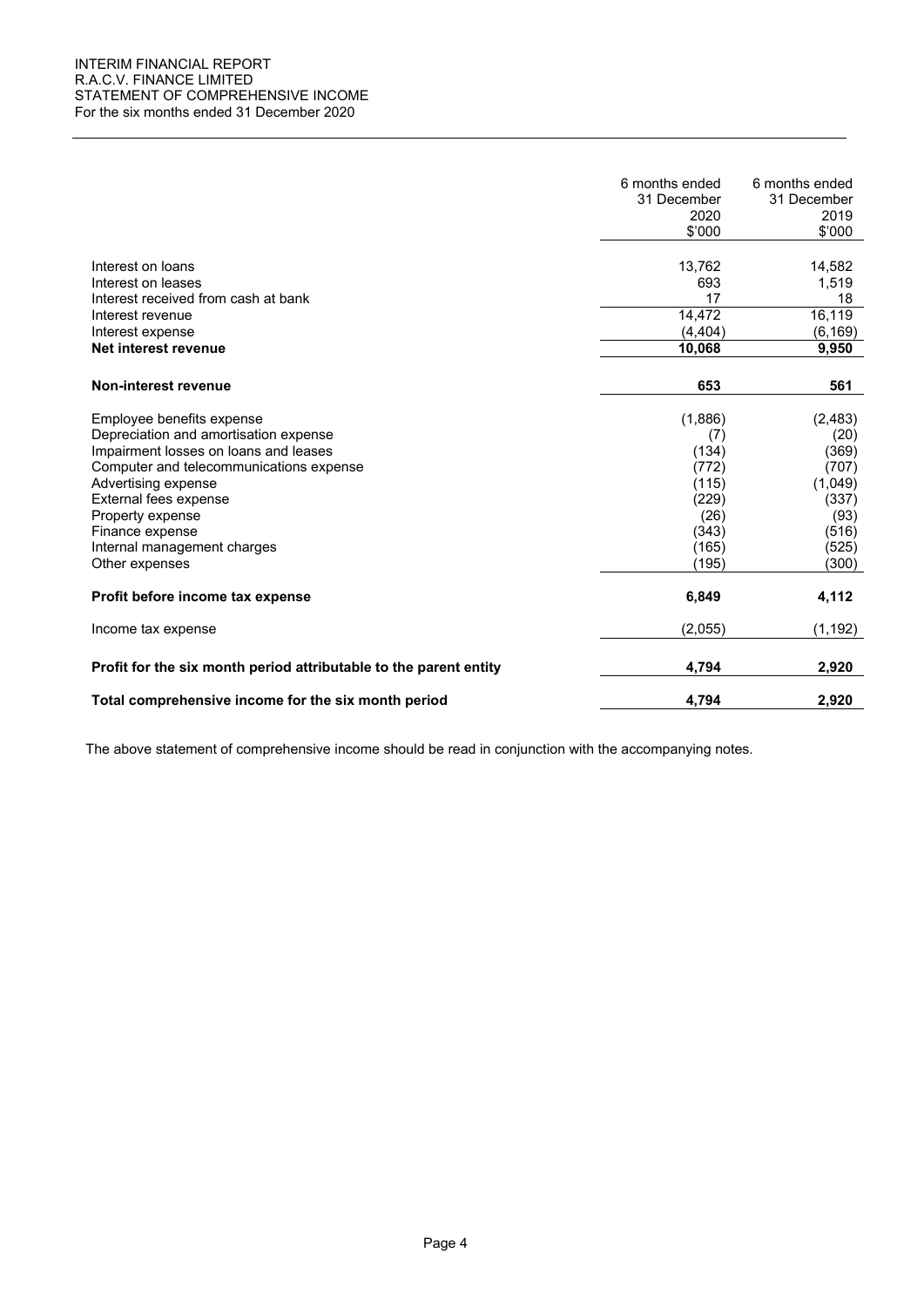INTERIM FINANCIAL REPORT
R.A.C.V. FINANCE LIMITED
STATEMENT OF COMPREHENSIVE INCOME
For the six months ended 31 December 2020

| | 6 months ended 31 December 2020 $'000 | 6 months ended 31 December 2019 $'000 |
|---|---|---|
| Interest on loans | 13,762 | 14,582 |
| Interest on leases | 693 | 1,519 |
| Interest received from cash at bank | 17 | 18 |
| Interest revenue | 14,472 | 16,119 |
| Interest expense | (4,404) | (6,169) |
| **Net interest revenue** | **10,068** | **9,950** |
| **Non-interest revenue** | **653** | **561** |
| Employee benefits expense | (1,886) | (2,483) |
| Depreciation and amortisation expense | (7) | (20) |
| Impairment losses on loans and leases | (134) | (369) |
| Computer and telecommunications expense | (772) | (707) |
| Advertising expense | (115) | (1,049) |
| External fees expense | (229) | (337) |
| Property expense | (26) | (93) |
| Finance expense | (343) | (516) |
| Internal management charges | (165) | (525) |
| Other expenses | (195) | (300) |
| **Profit before income tax expense** | **6,849** | **4,112** |
| Income tax expense | (2,055) | (1,192) |
| **Profit for the six month period attributable to the parent entity** | **4,794** | **2,920** |
| **Total comprehensive income for the six month period** | **4,794** | **2,920** |

The above statement of comprehensive income should be read in conjunction with the accompanying notes.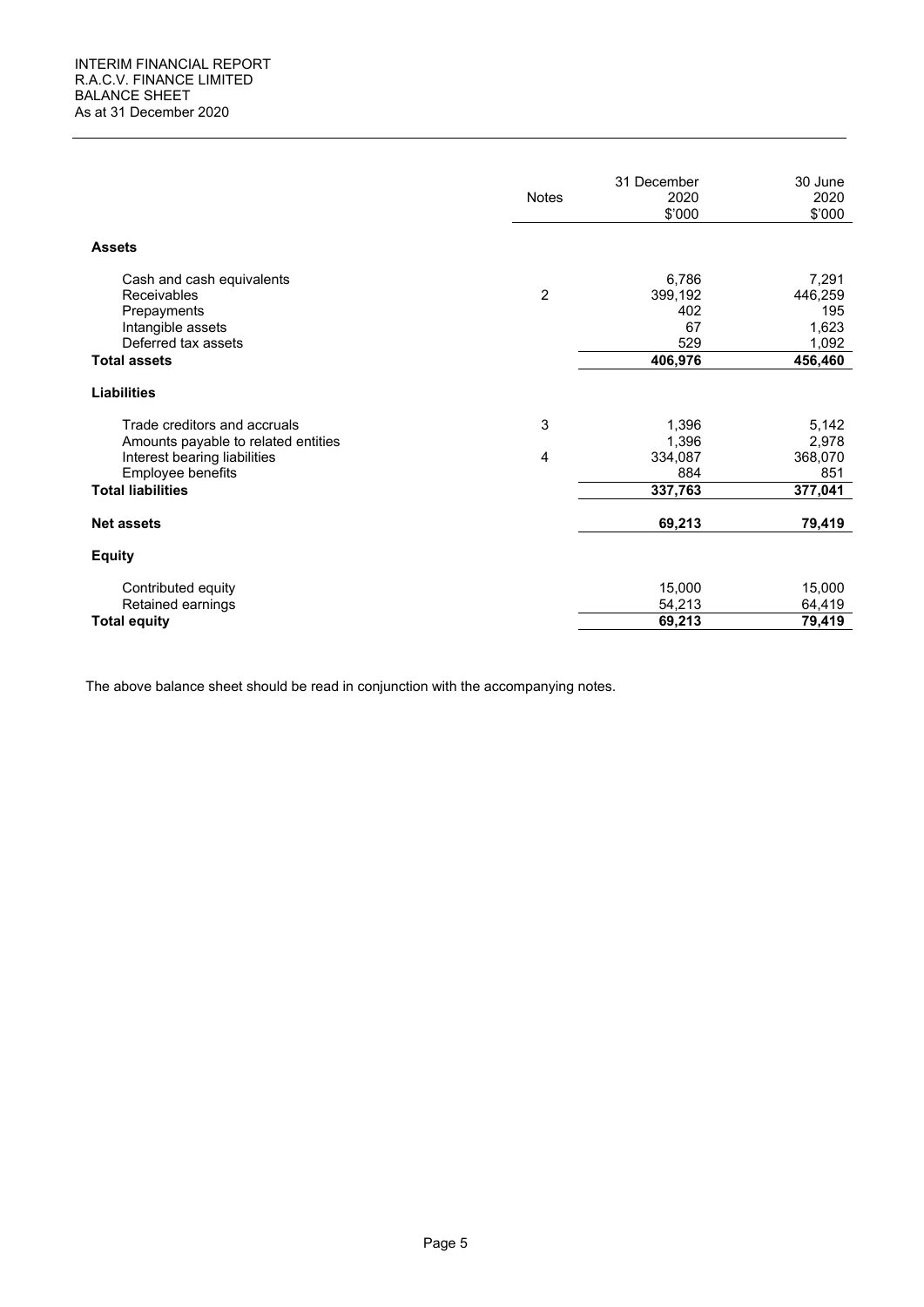INTERIM FINANCIAL REPORT
R.A.C.V. FINANCE LIMITED
BALANCE SHEET
As at 31 December 2020

| | Notes | 31 December 2020 $'000 | 30 June 2020 $'000 |
|---|---|---|---|
| **Assets** | | | |
| Cash and cash equivalents | | 6,786 | 7,291 |
| Receivables | 2 | 399,192 | 446,259 |
| Prepayments | | 402 | 195 |
| Intangible assets | | 67 | 1,623 |
| Deferred tax assets | | 529 | 1,092 |
| **Total assets** | | **406,976** | **456,460** |
| **Liabilities** | | | |
| Trade creditors and accruals | 3 | 1,396 | 5,142 |
| Amounts payable to related entities | | 1,396 | 2,978 |
| Interest bearing liabilities | 4 | 334,087 | 368,070 |
| Employee benefits | | 884 | 851 |
| **Total liabilities** | | **337,763** | **377,041** |
| **Net assets** | | **69,213** | **79,419** |
| **Equity** | | | |
| Contributed equity | | 15,000 | 15,000 |
| Retained earnings | | 54,213 | 64,419 |
| **Total equity** | | **69,213** | **79,419** |

The above balance sheet should be read in conjunction with the accompanying notes.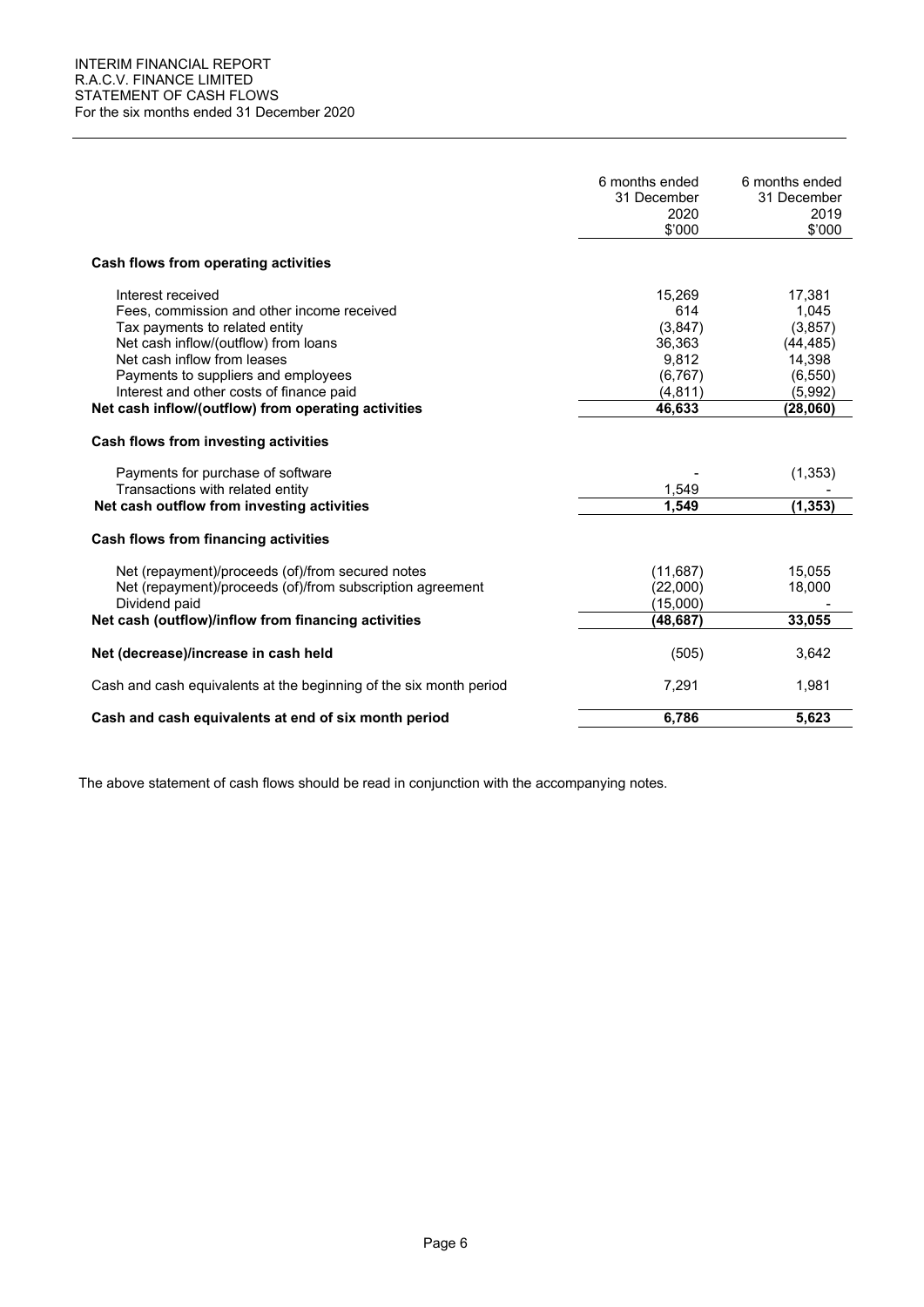INTERIM FINANCIAL REPORT
R.A.C.V. FINANCE LIMITED
STATEMENT OF CASH FLOWS
For the six months ended 31 December 2020

| | 6 months ended 31 December 2020 $'000 | 6 months ended 31 December 2019 $'000 |
|---|---|---|
| **Cash flows from operating activities** | | |
| Interest received | 15,269 | 17,381 |
| Fees, commission and other income received | 614 | 1,045 |
| Tax payments to related entity | (3,847) | (3,857) |
| Net cash inflow/(outflow) from loans | 36,363 | (44,485) |
| Net cash inflow from leases | 9,812 | 14,398 |
| Payments to suppliers and employees | (6,767) | (6,550) |
| Interest and other costs of finance paid | (4,811) | (5,992) |
| **Net cash inflow/(outflow) from operating activities** | **46,633** | **(28,060)** |
| **Cash flows from investing activities** | | |
| Payments for purchase of software | - | (1,353) |
| Transactions with related entity | 1,549 | - |
| **Net cash outflow from investing activities** | **1,549** | **(1,353)** |
| **Cash flows from financing activities** | | |
| Net (repayment)/proceeds (of)/from secured notes | (11,687) | 15,055 |
| Net (repayment)/proceeds (of)/from subscription agreement | (22,000) | 18,000 |
| Dividend paid | (15,000) | - |
| **Net cash (outflow)/inflow from financing activities** | **(48,687)** | **33,055** |
| **Net (decrease)/increase in cash held** | (505) | 3,642 |
| Cash and cash equivalents at the beginning of the six month period | 7,291 | 1,981 |
| **Cash and cash equivalents at end of six month period** | **6,786** | **5,623** |

The above statement of cash flows should be read in conjunction with the accompanying notes.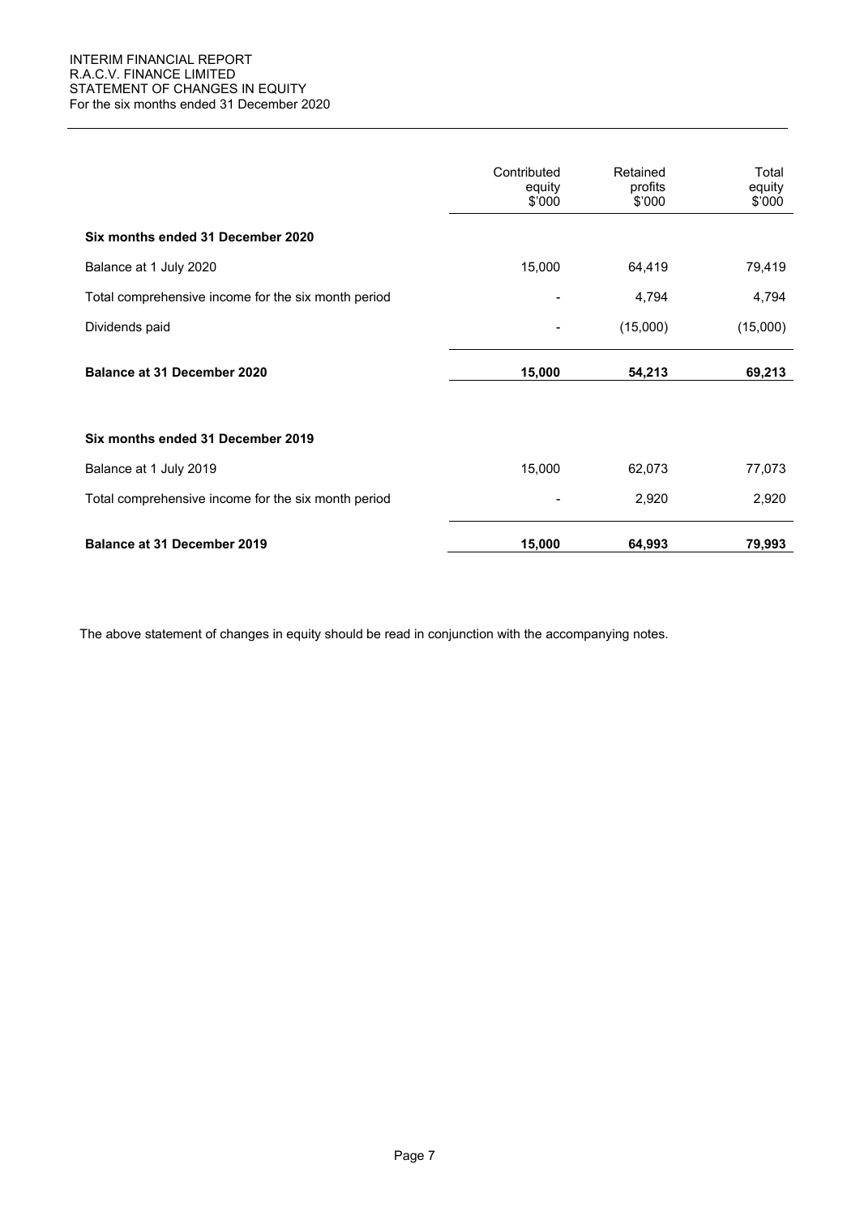INTERIM FINANCIAL REPORT
R.A.C.V. FINANCE LIMITED
STATEMENT OF CHANGES IN EQUITY
For the six months ended 31 December 2020

| | Contributed equity $'000 | Retained profits $'000 | Total equity $'000 |
|---|---|---|---|
| **Six months ended 31 December 2020** | | | |
| Balance at 1 July 2020 | 15,000 | 64,419 | 79,419 |
| Total comprehensive income for the six month period | - | 4,794 | 4,794 |
| Dividends paid | - | (15,000) | (15,000) |
| **Balance at 31 December 2020** | **15,000** | **54,213** | **69,213** |
| | | | |
| **Six months ended 31 December 2019** | | | |
| Balance at 1 July 2019 | 15,000 | 62,073 | 77,073 |
| Total comprehensive income for the six month period | - | 2,920 | 2,920 |
| **Balance at 31 December 2019** | **15,000** | **64,993** | **79,993** |

The above statement of changes in equity should be read in conjunction with the accompanying notes.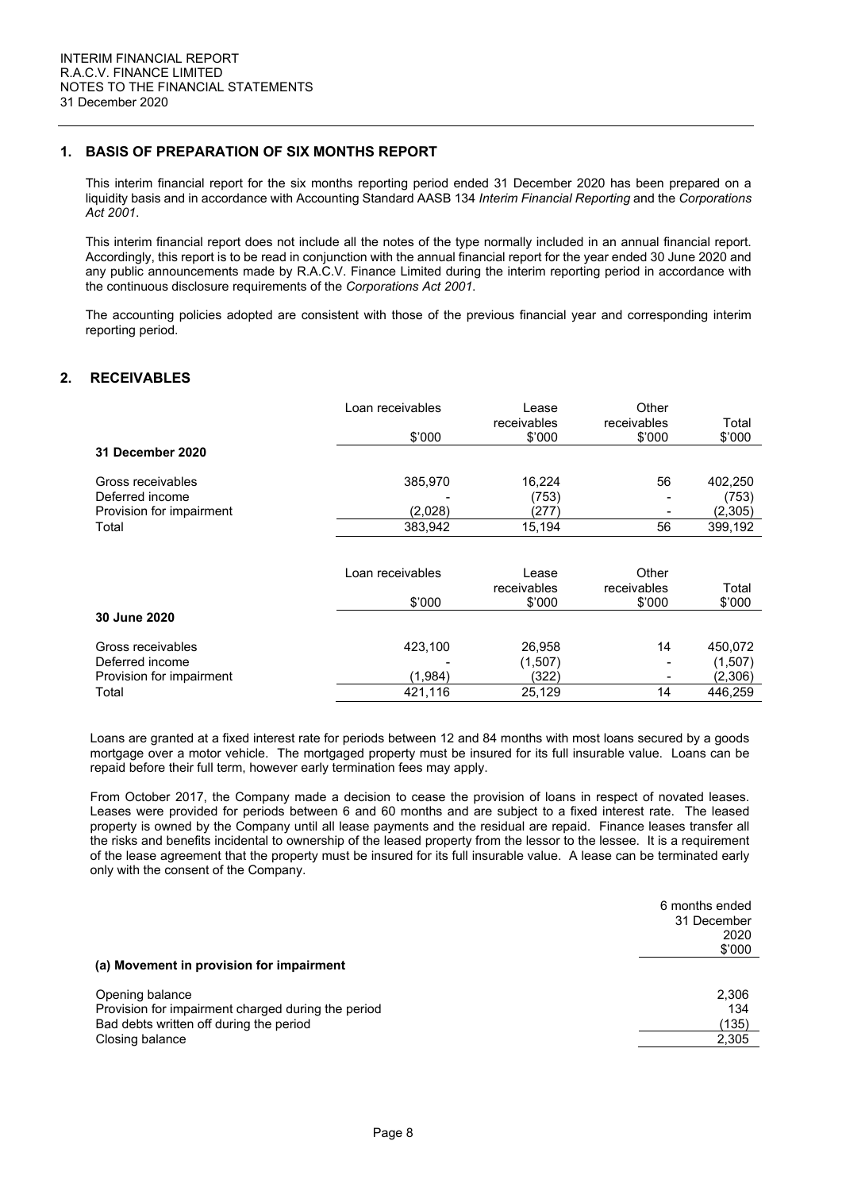## 1. BASIS OF PREPARATION OF SIX MONTHS REPORT

This interim financial report for the six months reporting period ended 31 December 2020 has been prepared on a liquidity basis and in accordance with Accounting Standard AASB 134 *Interim Financial Reporting* and the *Corporations Act 2001*.

This interim financial report does not include all the notes of the type normally included in an annual financial report. Accordingly, this report is to be read in conjunction with the annual financial report for the year ended 30 June 2020 and any public announcements made by R.A.C.V. Finance Limited during the interim reporting period in accordance with the continuous disclosure requirements of the *Corporations Act 2001*.

The accounting policies adopted are consistent with those of the previous financial year and corresponding interim reporting period.

## 2. RECEIVABLES

| | Loan receivables | Lease receivables | Other receivables | Total |
|---|---|---|---|---|
| | $'000 | $'000 | $'000 | $'000 |
| **31 December 2020** | | | | |
| Gross receivables | 385,970 | 16,224 | 56 | 402,250 |
| Deferred income | - | (753) | - | (753) |
| Provision for impairment | (2,028) | (277) | - | (2,305) |
| Total | 383,942 | 15,194 | 56 | 399,192 |

| | Loan receivables | Lease receivables | Other receivables | Total |
|---|---|---|---|---|
| | $'000 | $'000 | $'000 | $'000 |
| **30 June 2020** | | | | |
| Gross receivables | 423,100 | 26,958 | 14 | 450,072 |
| Deferred income | - | (1,507) | - | (1,507) |
| Provision for impairment | (1,984) | (322) | - | (2,306) |
| Total | 421,116 | 25,129 | 14 | 446,259 |

Loans are granted at a fixed interest rate for periods between 12 and 84 months with most loans secured by a goods mortgage over a motor vehicle. The mortgaged property must be insured for its full insurable value. Loans can be repaid before their full term, however early termination fees may apply.

From October 2017, the Company made a decision to cease the provision of loans in respect of novated leases. Leases were provided for periods between 6 and 60 months and are subject to a fixed interest rate. The leased property is owned by the Company until all lease payments and the residual are repaid. Finance leases transfer all the risks and benefits incidental to ownership of the leased property from the lessor to the lessee. It is a requirement of the lease agreement that the property must be insured for its full insurable value. A lease can be terminated early only with the consent of the Company.

| | 6 months ended 31 December 2020 $'000 |
|---|---|
| **(a) Movement in provision for impairment** | |
| Opening balance | 2,306 |
| Provision for impairment charged during the period | 134 |
| Bad debts written off during the period | (135) |
| Closing balance | 2,305 |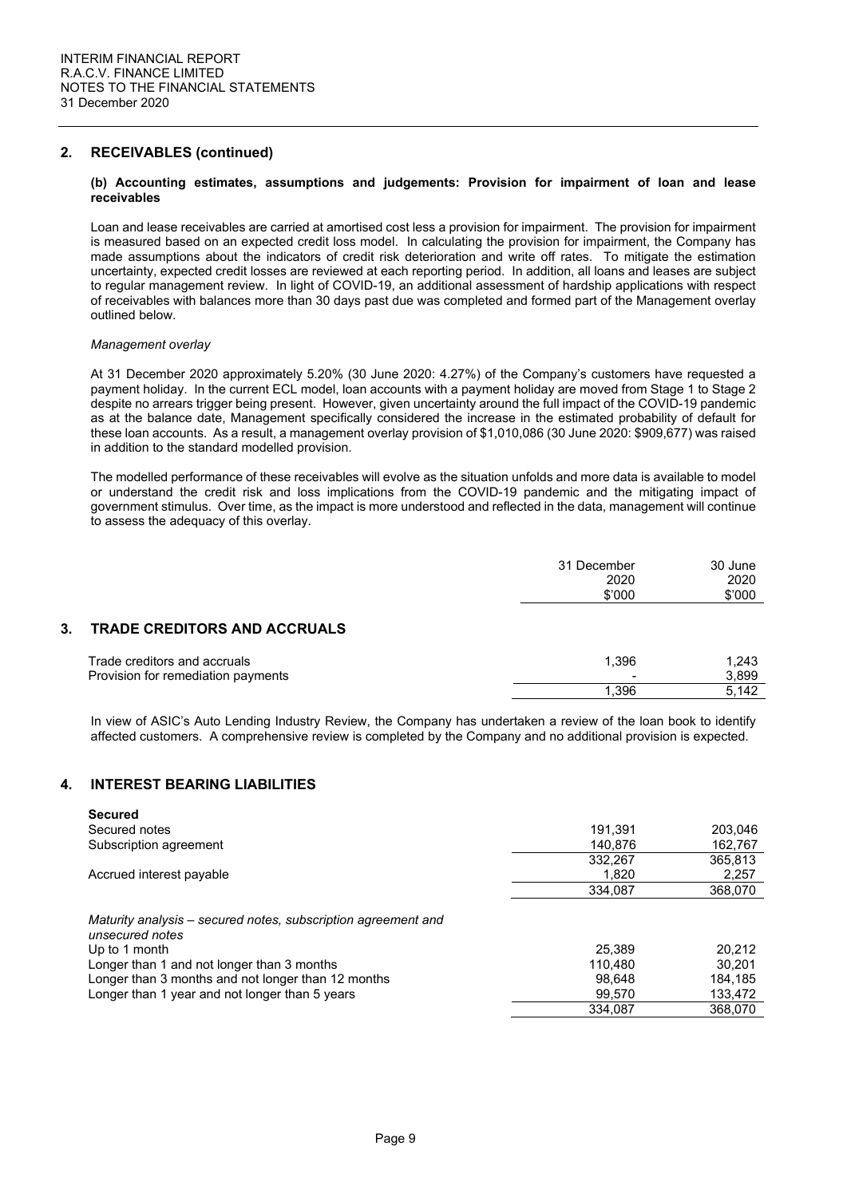## 2. RECEIVABLES (continued)

**(b) Accounting estimates, assumptions and judgements: Provision for impairment of loan and lease receivables**

Loan and lease receivables are carried at amortised cost less a provision for impairment. The provision for impairment is measured based on an expected credit loss model. In calculating the provision for impairment, the Company has made assumptions about the indicators of credit risk deterioration and write off rates. To mitigate the estimation uncertainty, expected credit losses are reviewed at each reporting period. In addition, all loans and leases are subject to regular management review. In light of COVID-19, an additional assessment of hardship applications with respect of receivables with balances more than 30 days past due was completed and formed part of the Management overlay outlined below.

*Management overlay*

At 31 December 2020 approximately 5.20% (30 June 2020: 4.27%) of the Company's customers have requested a payment holiday. In the current ECL model, loan accounts with a payment holiday are moved from Stage 1 to Stage 2 despite no arrears trigger being present. However, given uncertainty around the full impact of the COVID-19 pandemic as at the balance date, Management specifically considered the increase in the estimated probability of default for these loan accounts. As a result, a management overlay provision of $1,010,086 (30 June 2020: $909,677) was raised in addition to the standard modelled provision.

The modelled performance of these receivables will evolve as the situation unfolds and more data is available to model or understand the credit risk and loss implications from the COVID-19 pandemic and the mitigating impact of government stimulus. Over time, as the impact is more understood and reflected in the data, management will continue to assess the adequacy of this overlay.

## 3. TRADE CREDITORS AND ACCRUALS

| | 31 December 2020 $'000 | 30 June 2020 $'000 |
|---|---|---|
| Trade creditors and accruals | 1,396 | 1,243 |
| Provision for remediation payments | - | 3,899 |
| | 1,396 | 5,142 |

In view of ASIC's Auto Lending Industry Review, the Company has undertaken a review of the loan book to identify affected customers. A comprehensive review is completed by the Company and no additional provision is expected.

## 4. INTEREST BEARING LIABILITIES

| | 31 December 2020 $'000 | 30 June 2020 $'000 |
|---|---|---|
| **Secured** | | |
| Secured notes | 191,391 | 203,046 |
| Subscription agreement | 140,876 | 162,767 |
| | 332,267 | 365,813 |
| Accrued interest payable | 1,820 | 2,257 |
| | 334,087 | 368,070 |
| *Maturity analysis – secured notes, subscription agreement and unsecured notes* | | |
| Up to 1 month | 25,389 | 20,212 |
| Longer than 1 and not longer than 3 months | 110,480 | 30,201 |
| Longer than 3 months and not longer than 12 months | 98,648 | 184,185 |
| Longer than 1 year and not longer than 5 years | 99,570 | 133,472 |
| | 334,087 | 368,070 |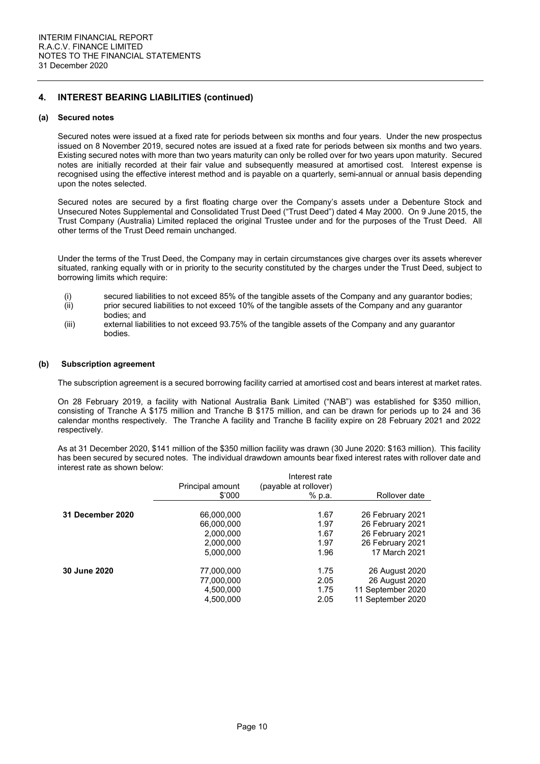## 4. INTEREST BEARING LIABILITIES (continued)

### (a) Secured notes

Secured notes were issued at a fixed rate for periods between six months and four years. Under the new prospectus issued on 8 November 2019, secured notes are issued at a fixed rate for periods between six months and two years. Existing secured notes with more than two years maturity can only be rolled over for two years upon maturity. Secured notes are initially recorded at their fair value and subsequently measured at amortised cost. Interest expense is recognised using the effective interest method and is payable on a quarterly, semi-annual or annual basis depending upon the notes selected.

Secured notes are secured by a first floating charge over the Company's assets under a Debenture Stock and Unsecured Notes Supplemental and Consolidated Trust Deed ("Trust Deed") dated 4 May 2000. On 9 June 2015, the Trust Company (Australia) Limited replaced the original Trustee under and for the purposes of the Trust Deed. All other terms of the Trust Deed remain unchanged.

Under the terms of the Trust Deed, the Company may in certain circumstances give charges over its assets wherever situated, ranking equally with or in priority to the security constituted by the charges under the Trust Deed, subject to borrowing limits which require:

- (i) secured liabilities to not exceed 85% of the tangible assets of the Company and any guarantor bodies;
- (ii) prior secured liabilities to not exceed 10% of the tangible assets of the Company and any guarantor bodies; and
- (iii) external liabilities to not exceed 93.75% of the tangible assets of the Company and any guarantor bodies.

### (b) Subscription agreement

The subscription agreement is a secured borrowing facility carried at amortised cost and bears interest at market rates.

On 28 February 2019, a facility with National Australia Bank Limited ("NAB") was established for $350 million, consisting of Tranche A $175 million and Tranche B $175 million, and can be drawn for periods up to 24 and 36 calendar months respectively. The Tranche A facility and Tranche B facility expire on 28 February 2021 and 2022 respectively.

As at 31 December 2020, $141 million of the $350 million facility was drawn (30 June 2020: $163 million). This facility has been secured by secured notes. The individual drawdown amounts bear fixed interest rates with rollover date and interest rate as shown below:

| | Principal amount $'000 | Interest rate (payable at rollover) % p.a. | Rollover date |
|---|---|---|---|
| **31 December 2020** | 66,000,000 | 1.67 | 26 February 2021 |
| | 66,000,000 | 1.97 | 26 February 2021 |
| | 2,000,000 | 1.67 | 26 February 2021 |
| | 2,000,000 | 1.97 | 26 February 2021 |
| | 5,000,000 | 1.96 | 17 March 2021 |
| **30 June 2020** | 77,000,000 | 1.75 | 26 August 2020 |
| | 77,000,000 | 2.05 | 26 August 2020 |
| | 4,500,000 | 1.75 | 11 September 2020 |
| | 4,500,000 | 2.05 | 11 September 2020 |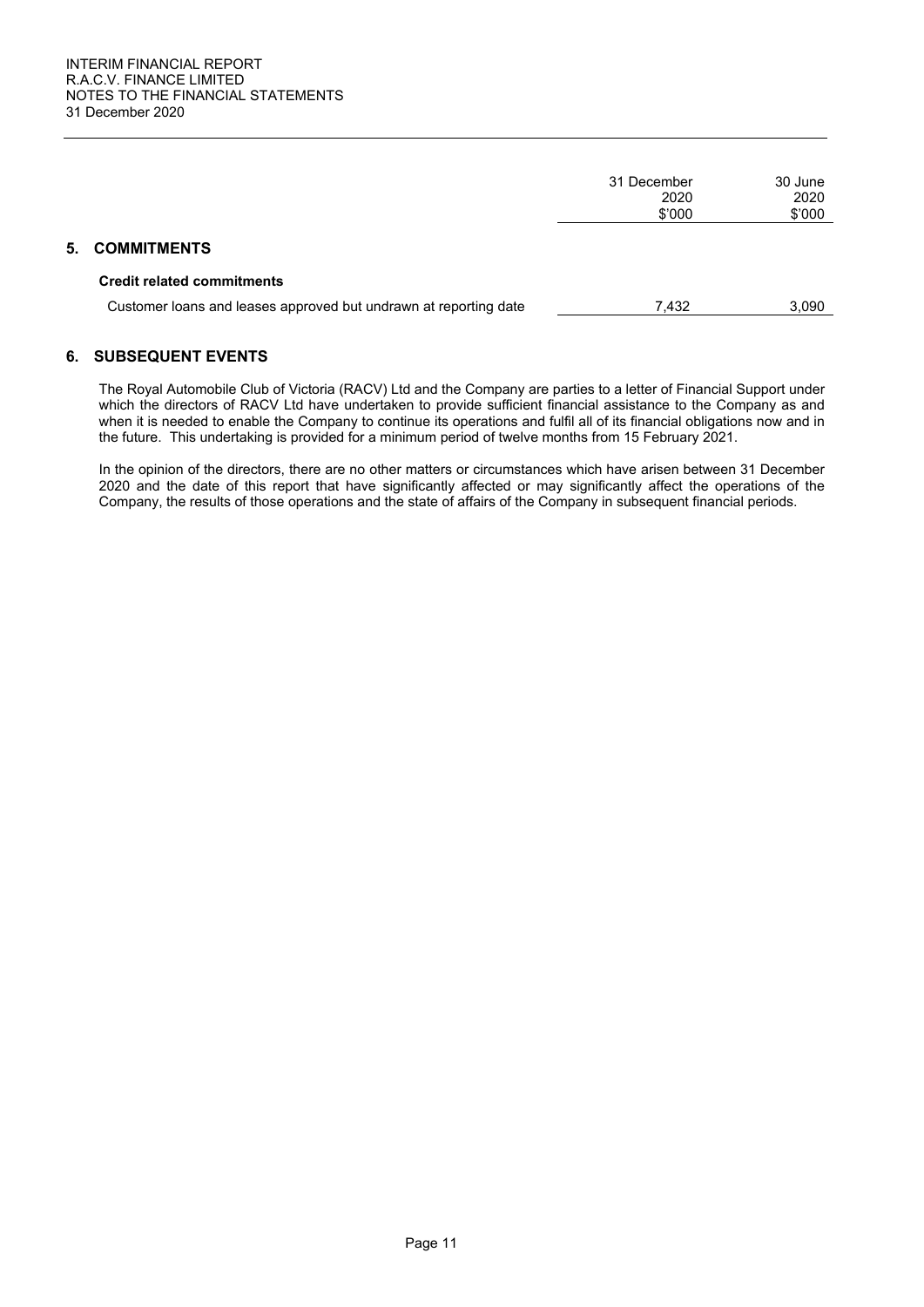| | 31 December 2020 $'000 | 30 June 2020 $'000 |
|---|---|---|
| **5. COMMITMENTS** | | |
| **Credit related commitments** | | |
| Customer loans and leases approved but undrawn at reporting date | 7,432 | 3,090 |

## 6. SUBSEQUENT EVENTS

The Royal Automobile Club of Victoria (RACV) Ltd and the Company are parties to a letter of Financial Support under which the directors of RACV Ltd have undertaken to provide sufficient financial assistance to the Company as and when it is needed to enable the Company to continue its operations and fulfil all of its financial obligations now and in the future. This undertaking is provided for a minimum period of twelve months from 15 February 2021.

In the opinion of the directors, there are no other matters or circumstances which have arisen between 31 December 2020 and the date of this report that have significantly affected or may significantly affect the operations of the Company, the results of those operations and the state of affairs of the Company in subsequent financial periods.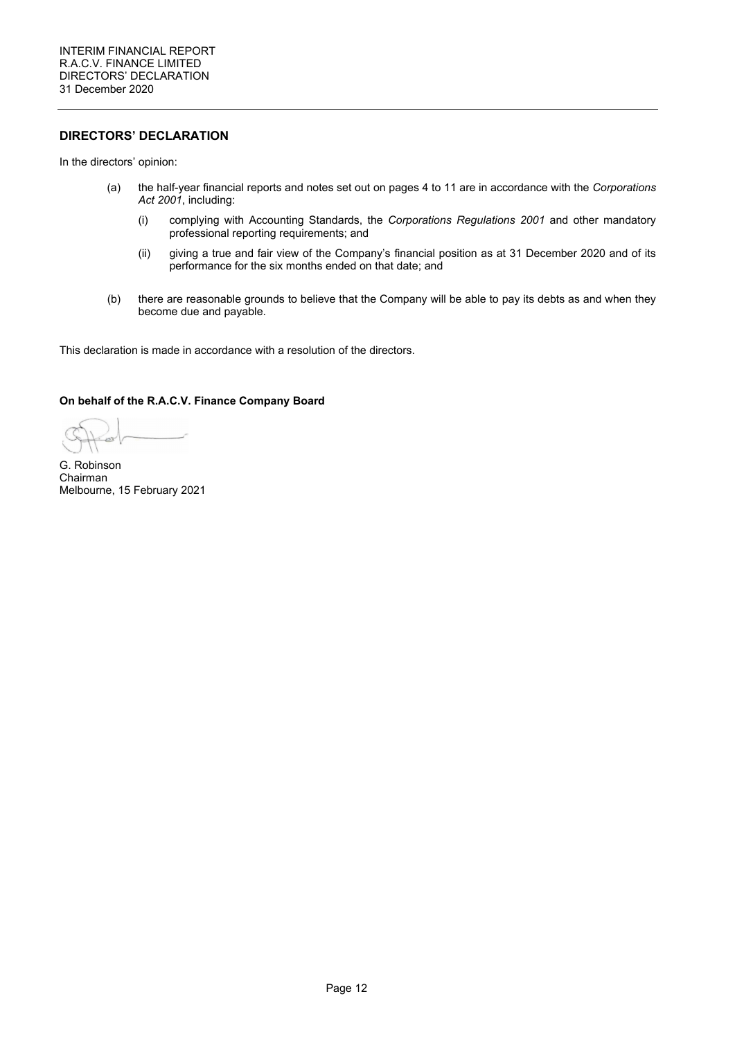INTERIM FINANCIAL REPORT
R.A.C.V. FINANCE LIMITED
DIRECTORS' DECLARATION
31 December 2020

## DIRECTORS' DECLARATION

In the directors' opinion:

(a) the half-year financial reports and notes set out on pages 4 to 11 are in accordance with the *Corporations Act 2001*, including:

  (i) complying with Accounting Standards, the *Corporations Regulations 2001* and other mandatory professional reporting requirements; and

  (ii) giving a true and fair view of the Company's financial position as at 31 December 2020 and of its performance for the six months ended on that date; and

(b) there are reasonable grounds to believe that the Company will be able to pay its debts as and when they become due and payable.

This declaration is made in accordance with a resolution of the directors.

**On behalf of the R.A.C.V. Finance Company Board**

G. Robinson
Chairman
Melbourne, 15 February 2021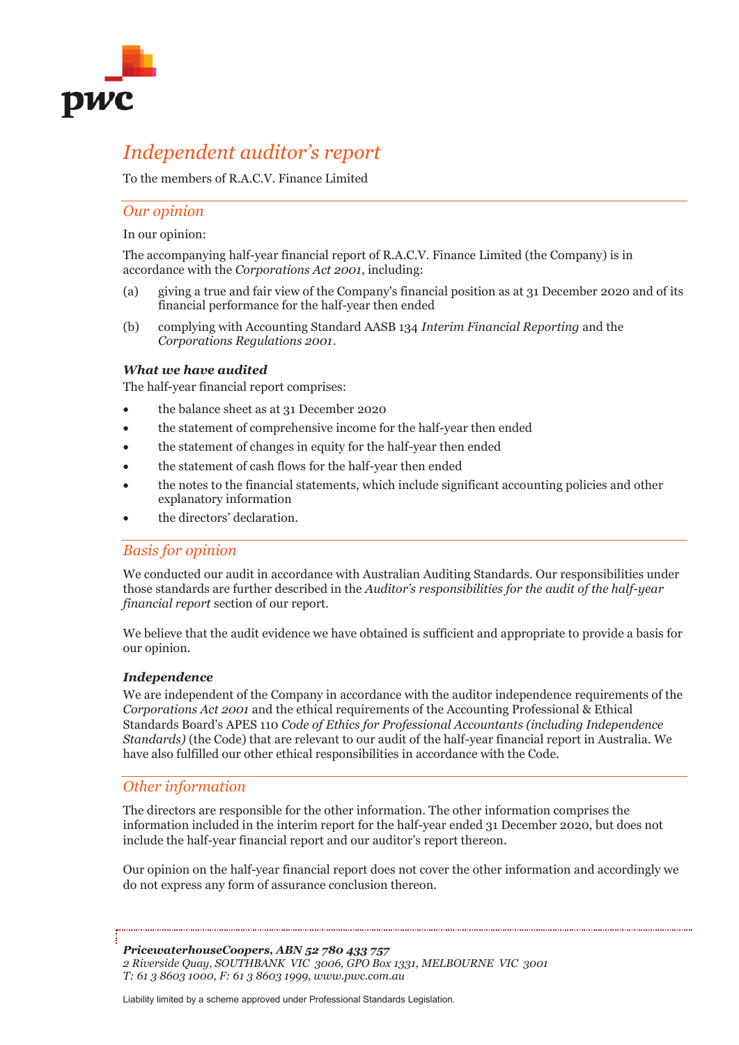# Independent auditor's report

To the members of R.A.C.V. Finance Limited

## Our opinion

In our opinion:

The accompanying half-year financial report of R.A.C.V. Finance Limited (the Company) is in accordance with the *Corporations Act 2001*, including:

(a) giving a true and fair view of the Company's financial position as at 31 December 2020 and of its financial performance for the half-year then ended

(b) complying with Accounting Standard AASB 134 *Interim Financial Reporting* and the *Corporations Regulations 2001*.

### *What we have audited*

The half-year financial report comprises:

- the balance sheet as at 31 December 2020
- the statement of comprehensive income for the half-year then ended
- the statement of changes in equity for the half-year then ended
- the statement of cash flows for the half-year then ended
- the notes to the financial statements, which include significant accounting policies and other explanatory information
- the directors' declaration.

## Basis for opinion

We conducted our audit in accordance with Australian Auditing Standards. Our responsibilities under those standards are further described in the *Auditor's responsibilities for the audit of the half-year financial report* section of our report.

We believe that the audit evidence we have obtained is sufficient and appropriate to provide a basis for our opinion.

### *Independence*

We are independent of the Company in accordance with the auditor independence requirements of the *Corporations Act 2001* and the ethical requirements of the Accounting Professional & Ethical Standards Board's APES 110 *Code of Ethics for Professional Accountants (including Independence Standards)* (the Code) that are relevant to our audit of the half-year financial report in Australia. We have also fulfilled our other ethical responsibilities in accordance with the Code.

## Other information

The directors are responsible for the other information. The other information comprises the information included in the interim report for the half-year ended 31 December 2020, but does not include the half-year financial report and our auditor's report thereon.

Our opinion on the half-year financial report does not cover the other information and accordingly we do not express any form of assurance conclusion thereon.

***PricewaterhouseCoopers, ABN 52 780 433 757***
*2 Riverside Quay, SOUTHBANK VIC 3006, GPO Box 1331, MELBOURNE VIC 3001*
*T: 61 3 8603 1000, F: 61 3 8603 1999, www.pwc.com.au*

Liability limited by a scheme approved under Professional Standards Legislation.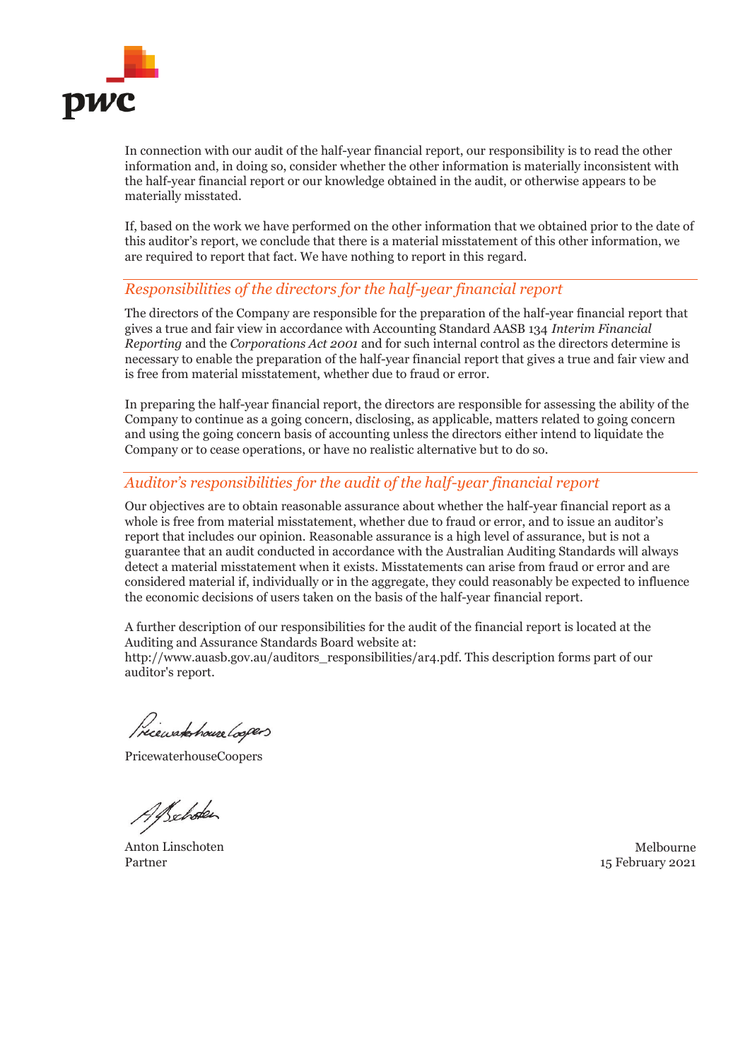In connection with our audit of the half-year financial report, our responsibility is to read the other information and, in doing so, consider whether the other information is materially inconsistent with the half-year financial report or our knowledge obtained in the audit, or otherwise appears to be materially misstated.

If, based on the work we have performed on the other information that we obtained prior to the date of this auditor's report, we conclude that there is a material misstatement of this other information, we are required to report that fact. We have nothing to report in this regard.

## *Responsibilities of the directors for the half-year financial report*

The directors of the Company are responsible for the preparation of the half-year financial report that gives a true and fair view in accordance with Accounting Standard AASB 134 *Interim Financial Reporting* and the *Corporations Act 2001* and for such internal control as the directors determine is necessary to enable the preparation of the half-year financial report that gives a true and fair view and is free from material misstatement, whether due to fraud or error.

In preparing the half-year financial report, the directors are responsible for assessing the ability of the Company to continue as a going concern, disclosing, as applicable, matters related to going concern and using the going concern basis of accounting unless the directors either intend to liquidate the Company or to cease operations, or have no realistic alternative but to do so.

## *Auditor's responsibilities for the audit of the half-year financial report*

Our objectives are to obtain reasonable assurance about whether the half-year financial report as a whole is free from material misstatement, whether due to fraud or error, and to issue an auditor's report that includes our opinion. Reasonable assurance is a high level of assurance, but is not a guarantee that an audit conducted in accordance with the Australian Auditing Standards will always detect a material misstatement when it exists. Misstatements can arise from fraud or error and are considered material if, individually or in the aggregate, they could reasonably be expected to influence the economic decisions of users taken on the basis of the half-year financial report.

A further description of our responsibilities for the audit of the financial report is located at the Auditing and Assurance Standards Board website at:
http://www.auasb.gov.au/auditors_responsibilities/ar4.pdf. This description forms part of our auditor's report.

PricewaterhouseCoopers

Anton Linschoten
Partner

Melbourne
15 February 2021